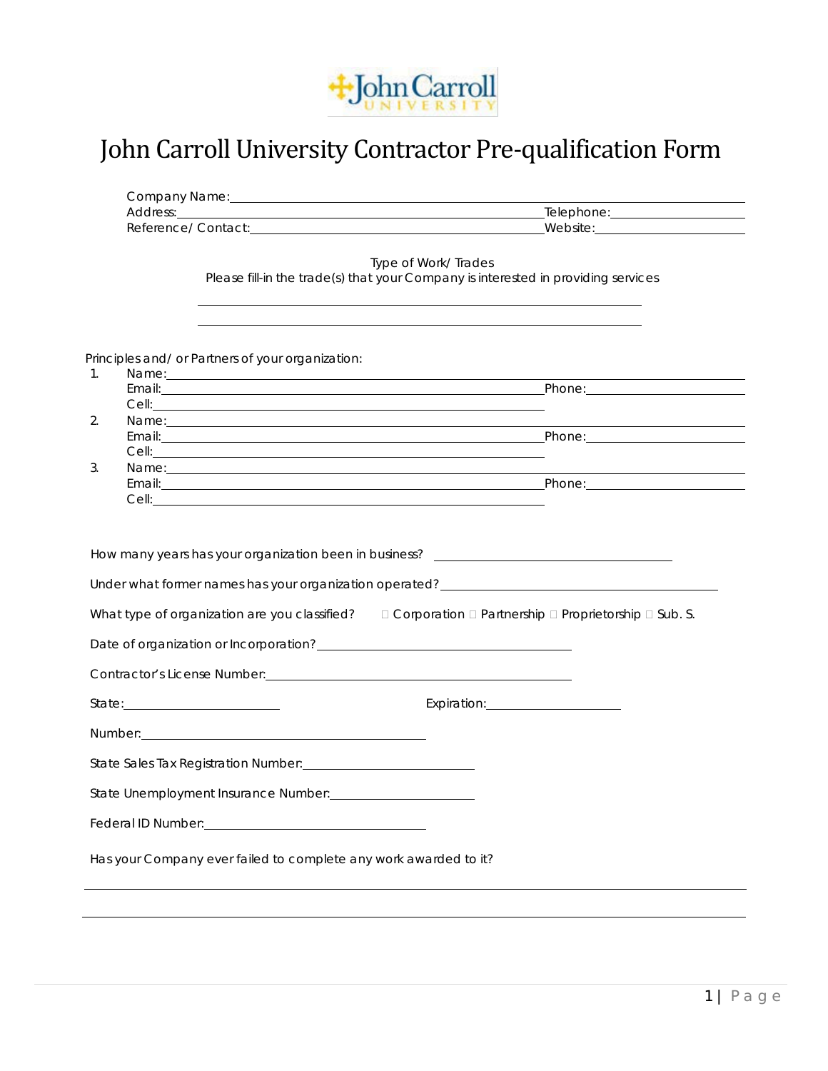# John Carroll University Contractor Pre-qualification Form

Company Name: \_\_\_\_\_\_\_\_\_\_\_\_\_\_\_\_\_\_\_\_\_\_\_\_\_\_\_\_\_\_\_\_\_\_\_\_\_\_\_\_

Address: \_\_\_\_\_\_\_\_\_\_\_\_\_\_\_\_\_\_\_\_\_\_\_\_\_\_\_\_\_\_ Telephone: \_\_\_\_\_\_\_\_\_\_\_\_\_\_\_\_

Reference/ Contact: \_\_\_\_\_\_\_\_\_\_\_\_\_\_\_\_\_\_\_\_\_\_\_\_\_ Website: \_\_\_\_\_\_\_\_\_\_\_\_\_\_\_\_

Type of Work/ Trades

Please fill-in the trade(s) that your Company is interested in providing services

\_\_\_\_\_\_\_\_\_\_\_\_\_\_\_\_\_\_\_\_\_\_\_\_\_\_\_\_\_\_\_\_\_\_\_\_\_\_\_\_

\_\_\_\_\_\_\_\_\_\_\_\_\_\_\_\_\_\_\_\_\_\_\_\_\_\_\_\_\_\_\_\_\_\_\_\_\_\_\_\_

Principles and/ or Partners of your organization:

1. Name: \_\_\_\_\_\_\_\_\_\_\_\_\_\_\_\_\_\_\_\_\_\_\_\_\_\_\_\_\_\_\_\_\_\_\_\_
   Email: \_\_\_\_\_\_\_\_\_\_\_\_\_\_\_\_\_\_\_\_\_\_\_\_\_\_\_\_ Phone: \_\_\_\_\_\_\_\_\_\_\_\_\_\_\_\_
   Cell: \_\_\_\_\_\_\_\_\_\_\_\_\_\_\_\_\_\_\_\_\_\_\_\_\_\_\_\_
2. Name: \_\_\_\_\_\_\_\_\_\_\_\_\_\_\_\_\_\_\_\_\_\_\_\_\_\_\_\_\_\_\_\_\_\_\_\_
   Email: \_\_\_\_\_\_\_\_\_\_\_\_\_\_\_\_\_\_\_\_\_\_\_\_\_\_\_\_ Phone: \_\_\_\_\_\_\_\_\_\_\_\_\_\_\_\_
   Cell: \_\_\_\_\_\_\_\_\_\_\_\_\_\_\_\_\_\_\_\_\_\_\_\_\_\_\_\_
3. Name: \_\_\_\_\_\_\_\_\_\_\_\_\_\_\_\_\_\_\_\_\_\_\_\_\_\_\_\_\_\_\_\_\_\_\_\_
   Email: \_\_\_\_\_\_\_\_\_\_\_\_\_\_\_\_\_\_\_\_\_\_\_\_\_\_\_\_ Phone: \_\_\_\_\_\_\_\_\_\_\_\_\_\_\_\_
   Cell: \_\_\_\_\_\_\_\_\_\_\_\_\_\_\_\_\_\_\_\_\_\_\_\_\_\_\_\_

How many years has your organization been in business? \_\_\_\_\_\_\_\_\_\_\_\_\_\_\_\_\_\_\_\_

Under what former names has your organization operated? \_\_\_\_\_\_\_\_\_\_\_\_\_\_\_\_\_\_\_\_

What type of organization are you classified? ☐ Corporation ☐ Partnership ☐ Proprietorship ☐ Sub. S.

Date of organization or Incorporation? \_\_\_\_\_\_\_\_\_\_\_\_\_\_\_\_\_\_\_\_

Contractor's License Number: \_\_\_\_\_\_\_\_\_\_\_\_\_\_\_\_\_\_\_\_

State: \_\_\_\_\_\_\_\_\_\_\_\_\_\_ Expiration: \_\_\_\_\_\_\_\_\_\_\_\_\_\_

Number: \_\_\_\_\_\_\_\_\_\_\_\_\_\_\_\_\_\_\_\_

State Sales Tax Registration Number: \_\_\_\_\_\_\_\_\_\_\_\_\_\_\_\_\_\_\_\_

State Unemployment Insurance Number: \_\_\_\_\_\_\_\_\_\_\_\_\_\_\_\_\_\_\_\_

Federal ID Number: \_\_\_\_\_\_\_\_\_\_\_\_\_\_\_\_\_\_\_\_

Has your Company ever failed to complete any work awarded to it?

\_\_\_\_\_\_\_\_\_\_\_\_\_\_\_\_\_\_\_\_\_\_\_\_\_\_\_\_\_\_\_\_\_\_\_\_\_\_\_\_

\_\_\_\_\_\_\_\_\_\_\_\_\_\_\_\_\_\_\_\_\_\_\_\_\_\_\_\_\_\_\_\_\_\_\_\_\_\_\_\_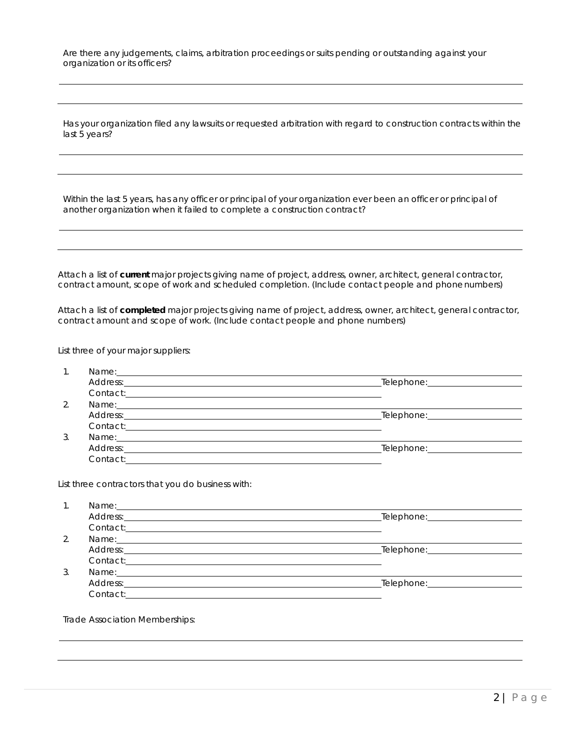Are there any judgements, claims, arbitration proceedings or suits pending or outstanding against your organization or its officers?

\_\_\_\_\_\_\_\_\_\_\_\_\_\_\_\_\_\_\_\_\_\_\_\_\_\_\_\_\_\_\_\_\_\_\_\_\_\_\_\_\_\_\_\_\_\_\_\_\_\_\_\_\_\_\_\_\_\_\_\_\_\_\_\_\_\_\_\_\_\_\_\_\_\_\_\_\_\_\_\_\_\_

\_\_\_\_\_\_\_\_\_\_\_\_\_\_\_\_\_\_\_\_\_\_\_\_\_\_\_\_\_\_\_\_\_\_\_\_\_\_\_\_\_\_\_\_\_\_\_\_\_\_\_\_\_\_\_\_\_\_\_\_\_\_\_\_\_\_\_\_\_\_\_\_\_\_\_\_\_\_\_\_\_\_

Has your organization filed any lawsuits or requested arbitration with regard to construction contracts within the last 5 years?

\_\_\_\_\_\_\_\_\_\_\_\_\_\_\_\_\_\_\_\_\_\_\_\_\_\_\_\_\_\_\_\_\_\_\_\_\_\_\_\_\_\_\_\_\_\_\_\_\_\_\_\_\_\_\_\_\_\_\_\_\_\_\_\_\_\_\_\_\_\_\_\_\_\_\_\_\_\_\_\_\_\_

\_\_\_\_\_\_\_\_\_\_\_\_\_\_\_\_\_\_\_\_\_\_\_\_\_\_\_\_\_\_\_\_\_\_\_\_\_\_\_\_\_\_\_\_\_\_\_\_\_\_\_\_\_\_\_\_\_\_\_\_\_\_\_\_\_\_\_\_\_\_\_\_\_\_\_\_\_\_\_\_\_\_

Within the last 5 years, has any officer or principal of your organization ever been an officer or principal of another organization when it failed to complete a construction contract?

\_\_\_\_\_\_\_\_\_\_\_\_\_\_\_\_\_\_\_\_\_\_\_\_\_\_\_\_\_\_\_\_\_\_\_\_\_\_\_\_\_\_\_\_\_\_\_\_\_\_\_\_\_\_\_\_\_\_\_\_\_\_\_\_\_\_\_\_\_\_\_\_\_\_\_\_\_\_\_\_\_\_

\_\_\_\_\_\_\_\_\_\_\_\_\_\_\_\_\_\_\_\_\_\_\_\_\_\_\_\_\_\_\_\_\_\_\_\_\_\_\_\_\_\_\_\_\_\_\_\_\_\_\_\_\_\_\_\_\_\_\_\_\_\_\_\_\_\_\_\_\_\_\_\_\_\_\_\_\_\_\_\_\_\_

Attach a list of **current** major projects giving name of project, address, owner, architect, general contractor, contract amount, scope of work and scheduled completion. (Include contact people and phone numbers)

Attach a list of **completed** major projects giving name of project, address, owner, architect, general contractor, contract amount and scope of work. (Include contact people and phone numbers)

List three of your major suppliers:

1. Name:\_\_\_\_\_\_\_\_\_\_\_\_\_\_\_\_\_\_\_\_\_\_\_\_\_\_\_\_\_\_\_\_\_\_\_\_\_\_\_\_\_\_\_\_\_\_\_\_\_\_\_\_\_\_\_\_\_\_\_\_\_\_\_\_\_\_\_\_\_\_
   Address:\_\_\_\_\_\_\_\_\_\_\_\_\_\_\_\_\_\_\_\_\_\_\_\_\_\_\_\_\_\_\_\_\_\_\_\_\_\_\_\_\_\_\_\_\_\_\_\_ Telephone:\_\_\_\_\_\_\_\_\_\_\_\_\_\_\_\_
   Contact:\_\_\_\_\_\_\_\_\_\_\_\_\_\_\_\_\_\_\_\_\_\_\_\_\_\_\_\_\_\_\_\_\_\_\_\_\_\_\_\_\_\_\_\_\_\_\_\_
2. Name:\_\_\_\_\_\_\_\_\_\_\_\_\_\_\_\_\_\_\_\_\_\_\_\_\_\_\_\_\_\_\_\_\_\_\_\_\_\_\_\_\_\_\_\_\_\_\_\_\_\_\_\_\_\_\_\_\_\_\_\_\_\_\_\_\_\_\_\_\_\_
   Address:\_\_\_\_\_\_\_\_\_\_\_\_\_\_\_\_\_\_\_\_\_\_\_\_\_\_\_\_\_\_\_\_\_\_\_\_\_\_\_\_\_\_\_\_\_\_\_\_ Telephone:\_\_\_\_\_\_\_\_\_\_\_\_\_\_\_\_
   Contact:\_\_\_\_\_\_\_\_\_\_\_\_\_\_\_\_\_\_\_\_\_\_\_\_\_\_\_\_\_\_\_\_\_\_\_\_\_\_\_\_\_\_\_\_\_\_\_\_
3. Name:\_\_\_\_\_\_\_\_\_\_\_\_\_\_\_\_\_\_\_\_\_\_\_\_\_\_\_\_\_\_\_\_\_\_\_\_\_\_\_\_\_\_\_\_\_\_\_\_\_\_\_\_\_\_\_\_\_\_\_\_\_\_\_\_\_\_\_\_\_\_
   Address:\_\_\_\_\_\_\_\_\_\_\_\_\_\_\_\_\_\_\_\_\_\_\_\_\_\_\_\_\_\_\_\_\_\_\_\_\_\_\_\_\_\_\_\_\_\_\_\_ Telephone:\_\_\_\_\_\_\_\_\_\_\_\_\_\_\_\_
   Contact:\_\_\_\_\_\_\_\_\_\_\_\_\_\_\_\_\_\_\_\_\_\_\_\_\_\_\_\_\_\_\_\_\_\_\_\_\_\_\_\_\_\_\_\_\_\_\_\_

List three contractors that you do business with:

1. Name:\_\_\_\_\_\_\_\_\_\_\_\_\_\_\_\_\_\_\_\_\_\_\_\_\_\_\_\_\_\_\_\_\_\_\_\_\_\_\_\_\_\_\_\_\_\_\_\_\_\_\_\_\_\_\_\_\_\_\_\_\_\_\_\_\_\_\_\_\_\_
   Address:\_\_\_\_\_\_\_\_\_\_\_\_\_\_\_\_\_\_\_\_\_\_\_\_\_\_\_\_\_\_\_\_\_\_\_\_\_\_\_\_\_\_\_\_\_\_\_\_ Telephone:\_\_\_\_\_\_\_\_\_\_\_\_\_\_\_\_
   Contact:\_\_\_\_\_\_\_\_\_\_\_\_\_\_\_\_\_\_\_\_\_\_\_\_\_\_\_\_\_\_\_\_\_\_\_\_\_\_\_\_\_\_\_\_\_\_\_\_
2. Name:\_\_\_\_\_\_\_\_\_\_\_\_\_\_\_\_\_\_\_\_\_\_\_\_\_\_\_\_\_\_\_\_\_\_\_\_\_\_\_\_\_\_\_\_\_\_\_\_\_\_\_\_\_\_\_\_\_\_\_\_\_\_\_\_\_\_\_\_\_\_
   Address:\_\_\_\_\_\_\_\_\_\_\_\_\_\_\_\_\_\_\_\_\_\_\_\_\_\_\_\_\_\_\_\_\_\_\_\_\_\_\_\_\_\_\_\_\_\_\_\_ Telephone:\_\_\_\_\_\_\_\_\_\_\_\_\_\_\_\_
   Contact:\_\_\_\_\_\_\_\_\_\_\_\_\_\_\_\_\_\_\_\_\_\_\_\_\_\_\_\_\_\_\_\_\_\_\_\_\_\_\_\_\_\_\_\_\_\_\_\_
3. Name:\_\_\_\_\_\_\_\_\_\_\_\_\_\_\_\_\_\_\_\_\_\_\_\_\_\_\_\_\_\_\_\_\_\_\_\_\_\_\_\_\_\_\_\_\_\_\_\_\_\_\_\_\_\_\_\_\_\_\_\_\_\_\_\_\_\_\_\_\_\_
   Address:\_\_\_\_\_\_\_\_\_\_\_\_\_\_\_\_\_\_\_\_\_\_\_\_\_\_\_\_\_\_\_\_\_\_\_\_\_\_\_\_\_\_\_\_\_\_\_\_ Telephone:\_\_\_\_\_\_\_\_\_\_\_\_\_\_\_\_
   Contact:\_\_\_\_\_\_\_\_\_\_\_\_\_\_\_\_\_\_\_\_\_\_\_\_\_\_\_\_\_\_\_\_\_\_\_\_\_\_\_\_\_\_\_\_\_\_\_\_

Trade Association Memberships:

\_\_\_\_\_\_\_\_\_\_\_\_\_\_\_\_\_\_\_\_\_\_\_\_\_\_\_\_\_\_\_\_\_\_\_\_\_\_\_\_\_\_\_\_\_\_\_\_\_\_\_\_\_\_\_\_\_\_\_\_\_\_\_\_\_\_\_\_\_\_\_\_\_\_\_\_\_\_\_\_\_\_

\_\_\_\_\_\_\_\_\_\_\_\_\_\_\_\_\_\_\_\_\_\_\_\_\_\_\_\_\_\_\_\_\_\_\_\_\_\_\_\_\_\_\_\_\_\_\_\_\_\_\_\_\_\_\_\_\_\_\_\_\_\_\_\_\_\_\_\_\_\_\_\_\_\_\_\_\_\_\_\_\_\_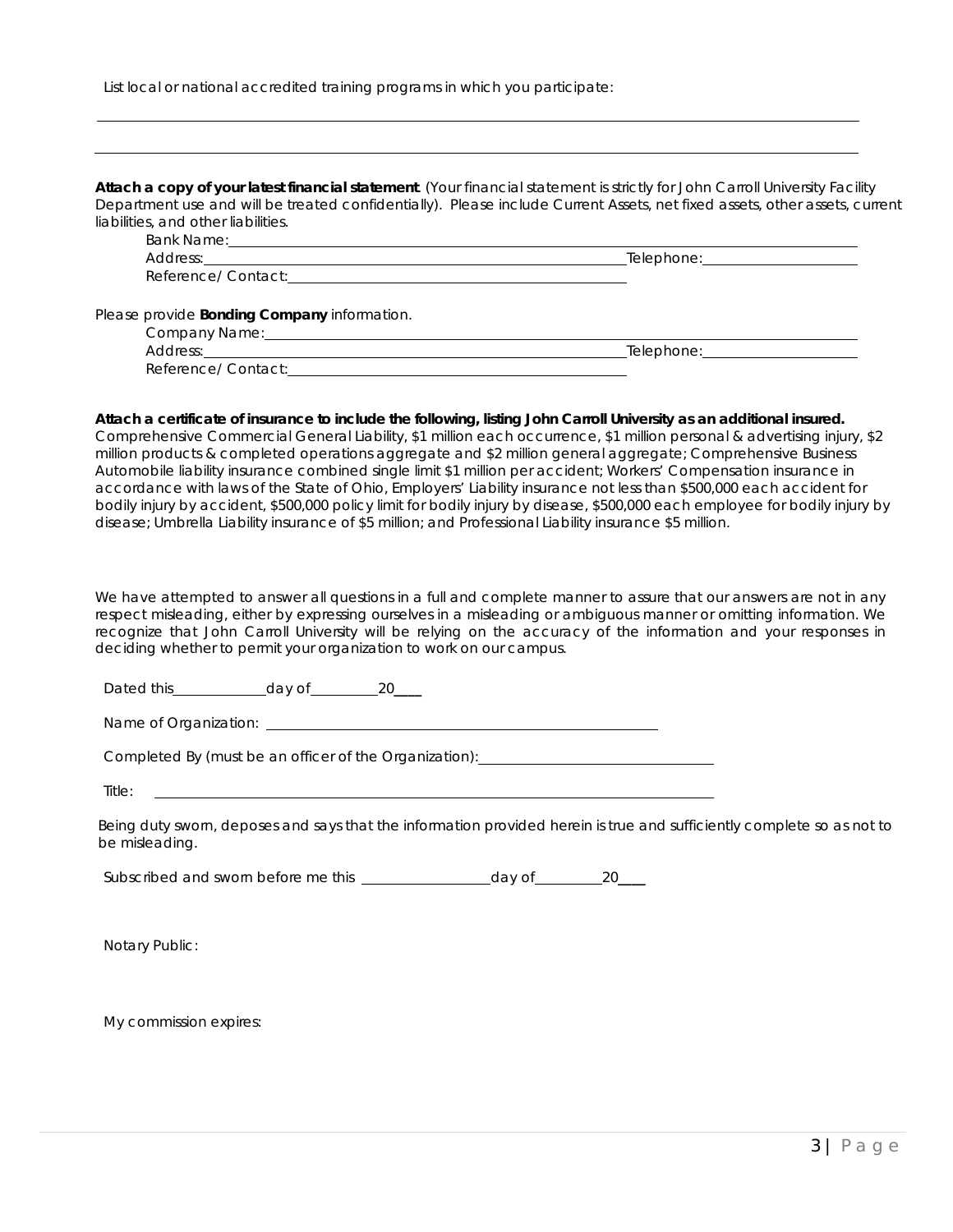List local or national accredited training programs in which you participate:

______________________________________________________________________________

______________________________________________________________________________

**Attach a copy of your latest financial statement**. (Your financial statement is strictly for John Carroll University Facility Department use and will be treated confidentially). Please include Current Assets, net fixed assets, other assets, current liabilities, and other liabilities.

Bank Name: ______________________________________________________________

Address: ______________________________________ Telephone: ________________

Reference/ Contact: ________________________________

Please provide **Bonding Company** information.

Company Name: ___________________________________________________________

Address: ______________________________________ Telephone: ________________

Reference/ Contact: ________________________________

**Attach a certificate of insurance to include the following, listing John Carroll University as an additional insured.** Comprehensive Commercial General Liability, $1 million each occurrence, $1 million personal & advertising injury, $2 million products & completed operations aggregate and $2 million general aggregate; Comprehensive Business Automobile liability insurance combined single limit $1 million per accident; Workers' Compensation insurance in accordance with laws of the State of Ohio, Employers' Liability insurance not less than $500,000 each accident for bodily injury by accident, $500,000 policy limit for bodily injury by disease, $500,000 each employee for bodily injury by disease; Umbrella Liability insurance of $5 million; and Professional Liability insurance $5 million.

We have attempted to answer all questions in a full and complete manner to assure that our answers are not in any respect misleading, either by expressing ourselves in a misleading or ambiguous manner or omitting information. We recognize that John Carroll University will be relying on the accuracy of the information and your responses in deciding whether to permit your organization to work on our campus.

Dated this __________ day of ________ 20____

Name of Organization: ________________________________________

Completed By (must be an officer of the Organization): ________________________

Title: ____________________________________________________________

Being duty sworn, deposes and says that the information provided herein is true and sufficiently complete so as not to be misleading.

Subscribed and sworn before me this ______________ day of ________ 20____

Notary Public:

My commission expires: